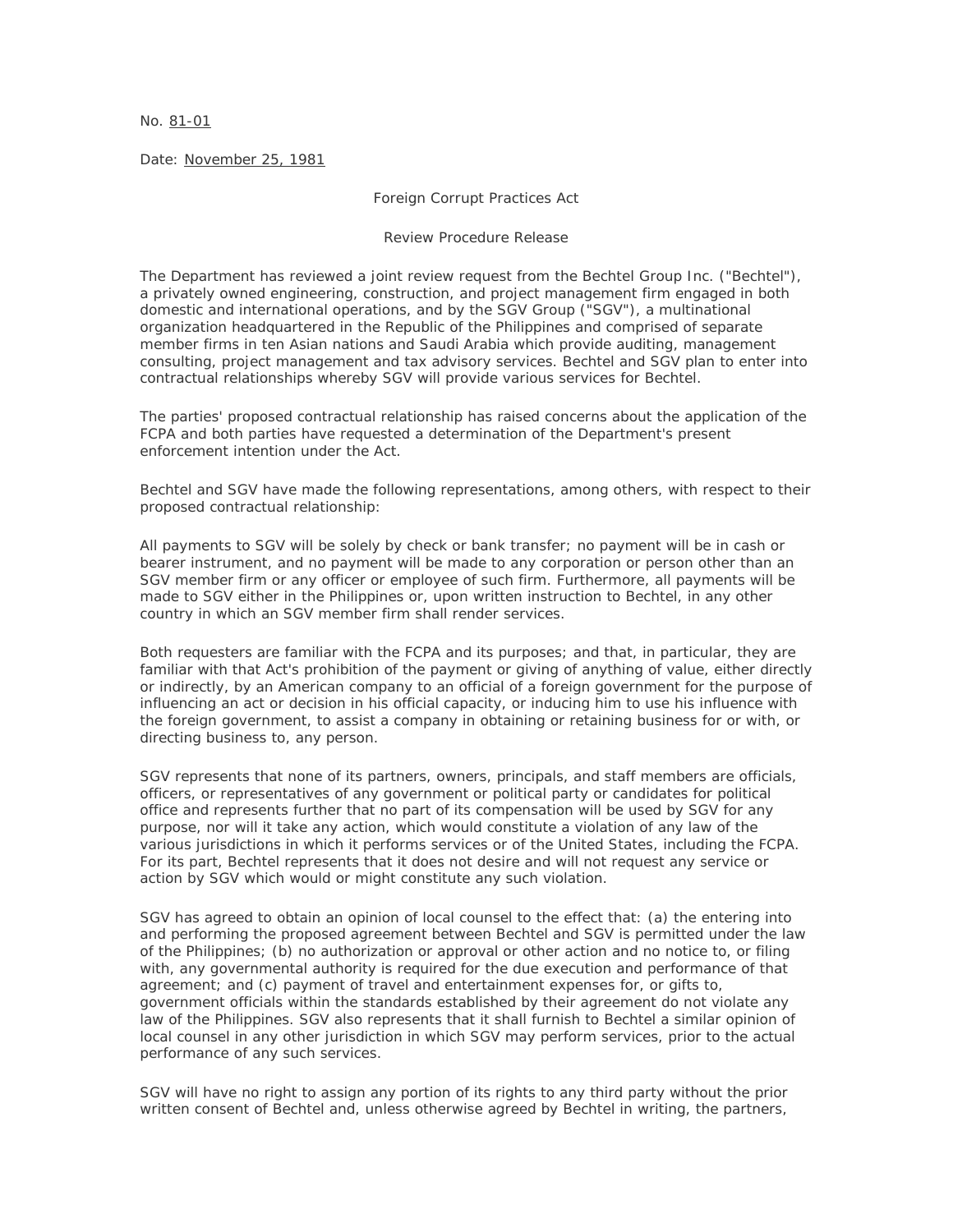No. 81-01

Date: November 25, 1981

Foreign Corrupt Practices Act

Review Procedure Release

The Department has reviewed a joint review request from the Bechtel Group Inc. ("Bechtel"), a privately owned engineering, construction, and project management firm engaged in both domestic and international operations, and by the SGV Group ("SGV"), a multinational organization headquartered in the Republic of the Philippines and comprised of separate member firms in ten Asian nations and Saudi Arabia which provide auditing, management consulting, project management and tax advisory services. Bechtel and SGV plan to enter into contractual relationships whereby SGV will provide various services for Bechtel.

The parties' proposed contractual relationship has raised concerns about the application of the FCPA and both parties have requested a determination of the Department's present enforcement intention under the Act.

Bechtel and SGV have made the following representations, among others, with respect to their proposed contractual relationship:

All payments to SGV will be solely by check or bank transfer; no payment will be in cash or bearer instrument, and no payment will be made to any corporation or person other than an SGV member firm or any officer or employee of such firm. Furthermore, all payments will be made to SGV either in the Philippines or, upon written instruction to Bechtel, in any other country in which an SGV member firm shall render services.

Both requesters are familiar with the FCPA and its purposes; and that, in particular, they are familiar with that Act's prohibition of the payment or giving of anything of value, either directly or indirectly, by an American company to an official of a foreign government for the purpose of influencing an act or decision in his official capacity, or inducing him to use his influence with the foreign government, to assist a company in obtaining or retaining business for or with, or directing business to, any person.

SGV represents that none of its partners, owners, principals, and staff members are officials, officers, or representatives of any government or political party or candidates for political office and represents further that no part of its compensation will be used by SGV for any purpose, nor will it take any action, which would constitute a violation of any law of the various jurisdictions in which it performs services or of the United States, including the FCPA. For its part, Bechtel represents that it does not desire and will not request any service or action by SGV which would or might constitute any such violation.

SGV has agreed to obtain an opinion of local counsel to the effect that: (a) the entering into and performing the proposed agreement between Bechtel and SGV is permitted under the law of the Philippines; (b) no authorization or approval or other action and no notice to, or filing with, any governmental authority is required for the due execution and performance of that agreement; and (c) payment of travel and entertainment expenses for, or gifts to, government officials within the standards established by their agreement do not violate any law of the Philippines. SGV also represents that it shall furnish to Bechtel a similar opinion of local counsel in any other jurisdiction in which SGV may perform services, prior to the actual performance of any such services.

SGV will have no right to assign any portion of its rights to any third party without the prior written consent of Bechtel and, unless otherwise agreed by Bechtel in writing, the partners,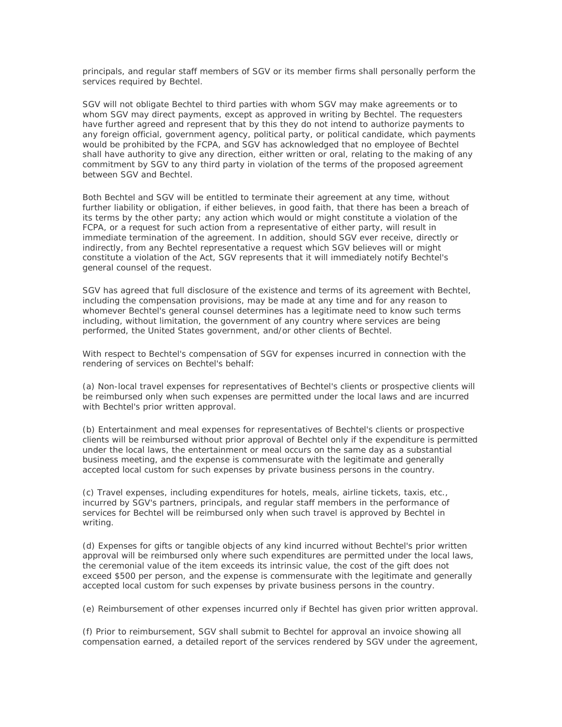principals, and regular staff members of SGV or its member firms shall personally perform the services required by Bechtel.

SGV will not obligate Bechtel to third parties with whom SGV may make agreements or to whom SGV may direct payments, except as approved in writing by Bechtel. The requesters have further agreed and represent that by this they do not intend to authorize payments to any foreign official, government agency, political party, or political candidate, which payments would be prohibited by the FCPA, and SGV has acknowledged that no employee of Bechtel shall have authority to give any direction, either written or oral, relating to the making of any commitment by SGV to any third party in violation of the terms of the proposed agreement between SGV and Bechtel.

Both Bechtel and SGV will be entitled to terminate their agreement at any time, without further liability or obligation, if either believes, in good faith, that there has been a breach of its terms by the other party; any action which would or might constitute a violation of the FCPA, or a request for such action from a representative of either party, will result in immediate termination of the agreement. In addition, should SGV ever receive, directly or indirectly, from any Bechtel representative a request which SGV believes will or might constitute a violation of the Act, SGV represents that it will immediately notify Bechtel's general counsel of the request.

SGV has agreed that full disclosure of the existence and terms of its agreement with Bechtel, including the compensation provisions, may be made at any time and for any reason to whomever Bechtel's general counsel determines has a legitimate need to know such terms including, without limitation, the government of any country where services are being performed, the United States government, and/or other clients of Bechtel.

With respect to Bechtel's compensation of SGV for expenses incurred in connection with the rendering of services on Bechtel's behalf:

(a) Non-local travel expenses for representatives of Bechtel's clients or prospective clients will be reimbursed only when such expenses are permitted under the local laws and are incurred with Bechtel's prior written approval.

(b) Entertainment and meal expenses for representatives of Bechtel's clients or prospective clients will be reimbursed without prior approval of Bechtel only if the expenditure is permitted under the local laws, the entertainment or meal occurs on the same day as a substantial business meeting, and the expense is commensurate with the legitimate and generally accepted local custom for such expenses by private business persons in the country.

(c) Travel expenses, including expenditures for hotels, meals, airline tickets, taxis, etc., incurred by SGV's partners, principals, and regular staff members in the performance of services for Bechtel will be reimbursed only when such travel is approved by Bechtel in writing.

(d) Expenses for gifts or tangible objects of any kind incurred without Bechtel's prior written approval will be reimbursed only where such expenditures are permitted under the local laws, the ceremonial value of the item exceeds its intrinsic value, the cost of the gift does not exceed $500 per person, and the expense is commensurate with the legitimate and generally accepted local custom for such expenses by private business persons in the country.

(e) Reimbursement of other expenses incurred only if Bechtel has given prior written approval.

(f) Prior to reimbursement, SGV shall submit to Bechtel for approval an invoice showing all compensation earned, a detailed report of the services rendered by SGV under the agreement,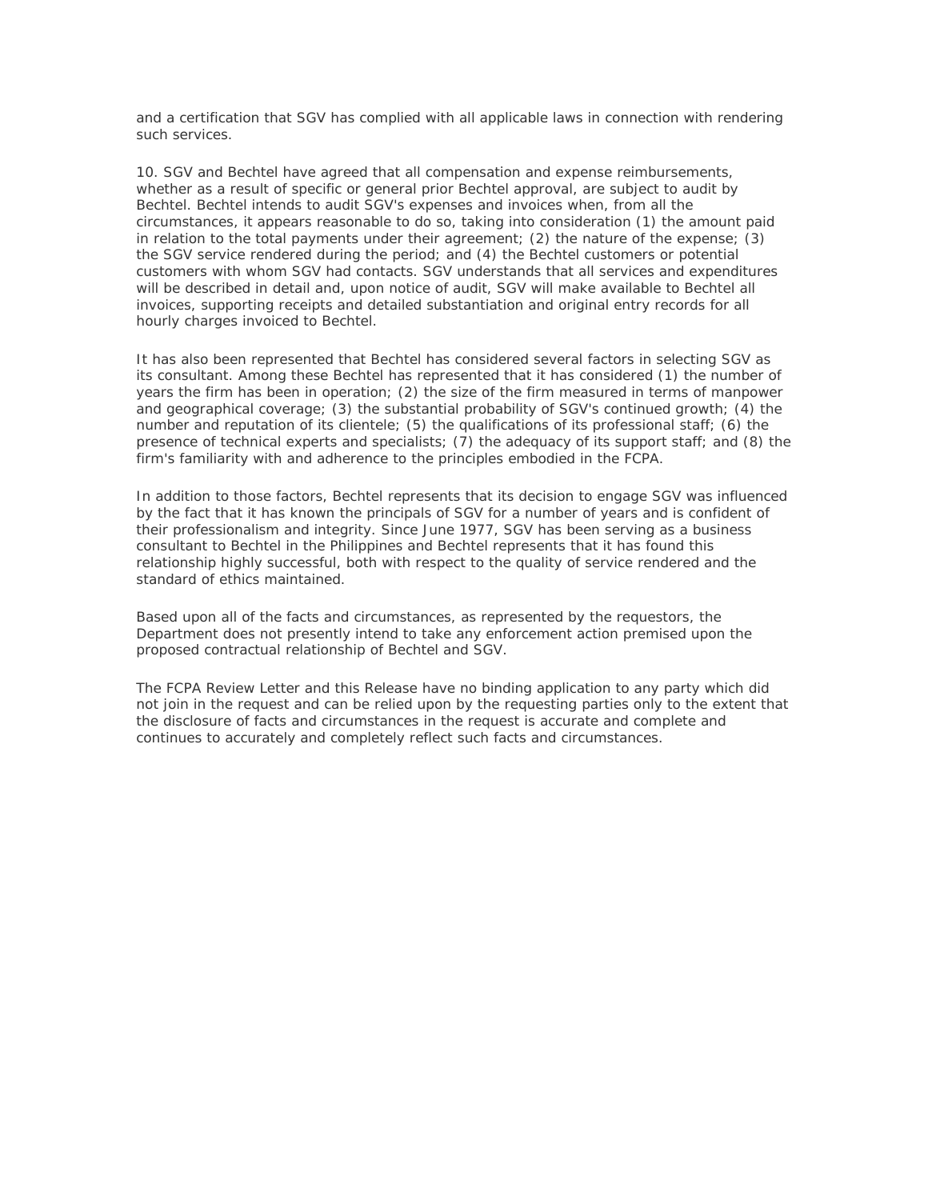and a certification that SGV has complied with all applicable laws in connection with rendering such services.

10. SGV and Bechtel have agreed that all compensation and expense reimbursements, whether as a result of specific or general prior Bechtel approval, are subject to audit by Bechtel. Bechtel intends to audit SGV's expenses and invoices when, from all the circumstances, it appears reasonable to do so, taking into consideration (1) the amount paid in relation to the total payments under their agreement; (2) the nature of the expense; (3) the SGV service rendered during the period; and (4) the Bechtel customers or potential customers with whom SGV had contacts. SGV understands that all services and expenditures will be described in detail and, upon notice of audit, SGV will make available to Bechtel all invoices, supporting receipts and detailed substantiation and original entry records for all hourly charges invoiced to Bechtel.

It has also been represented that Bechtel has considered several factors in selecting SGV as its consultant. Among these Bechtel has represented that it has considered (1) the number of years the firm has been in operation; (2) the size of the firm measured in terms of manpower and geographical coverage; (3) the substantial probability of SGV's continued growth; (4) the number and reputation of its clientele; (5) the qualifications of its professional staff; (6) the presence of technical experts and specialists; (7) the adequacy of its support staff; and (8) the firm's familiarity with and adherence to the principles embodied in the FCPA.

In addition to those factors, Bechtel represents that its decision to engage SGV was influenced by the fact that it has known the principals of SGV for a number of years and is confident of their professionalism and integrity. Since June 1977, SGV has been serving as a business consultant to Bechtel in the Philippines and Bechtel represents that it has found this relationship highly successful, both with respect to the quality of service rendered and the standard of ethics maintained.

Based upon all of the facts and circumstances, as represented by the requestors, the Department does not presently intend to take any enforcement action premised upon the proposed contractual relationship of Bechtel and SGV.

The FCPA Review Letter and this Release have no binding application to any party which did not join in the request and can be relied upon by the requesting parties only to the extent that the disclosure of facts and circumstances in the request is accurate and complete and continues to accurately and completely reflect such facts and circumstances.